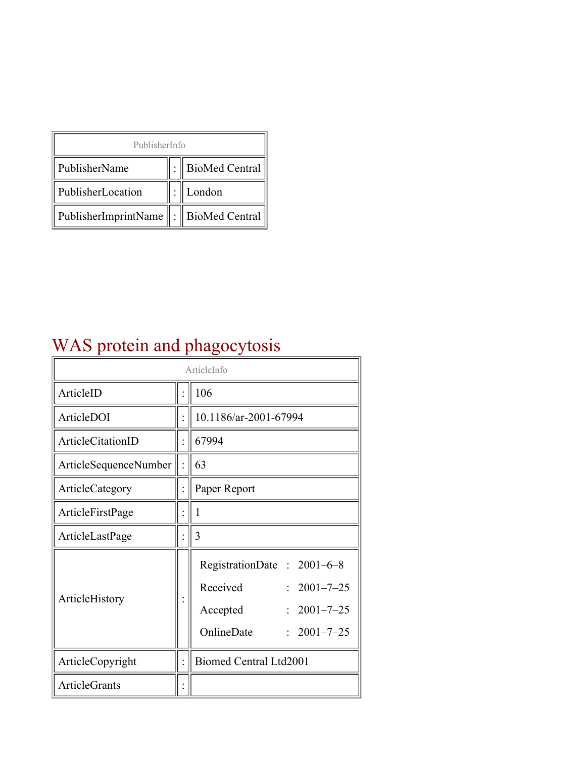| PublisherInfo | | |
|---|---|---|
| PublisherName | : | BioMed Central |
| PublisherLocation | : | London |
| PublisherImprintName | : | BioMed Central |

# WAS protein and phagocytosis

| ArticleInfo | | |
|---|---|---|
| ArticleID | : | 106 |
| ArticleDOI | : | 10.1186/ar-2001-67994 |
| ArticleCitationID | : | 67994 |
| ArticleSequenceNumber | : | 63 |
| ArticleCategory | : | Paper Report |
| ArticleFirstPage | : | 1 |
| ArticleLastPage | : | 3 |
| ArticleHistory | : | RegistrationDate : 2001–6–8<br>Received : 2001–7–25<br>Accepted : 2001–7–25<br>OnlineDate : 2001–7–25 |
| ArticleCopyright | : | Biomed Central Ltd2001 |
| ArticleGrants | : | |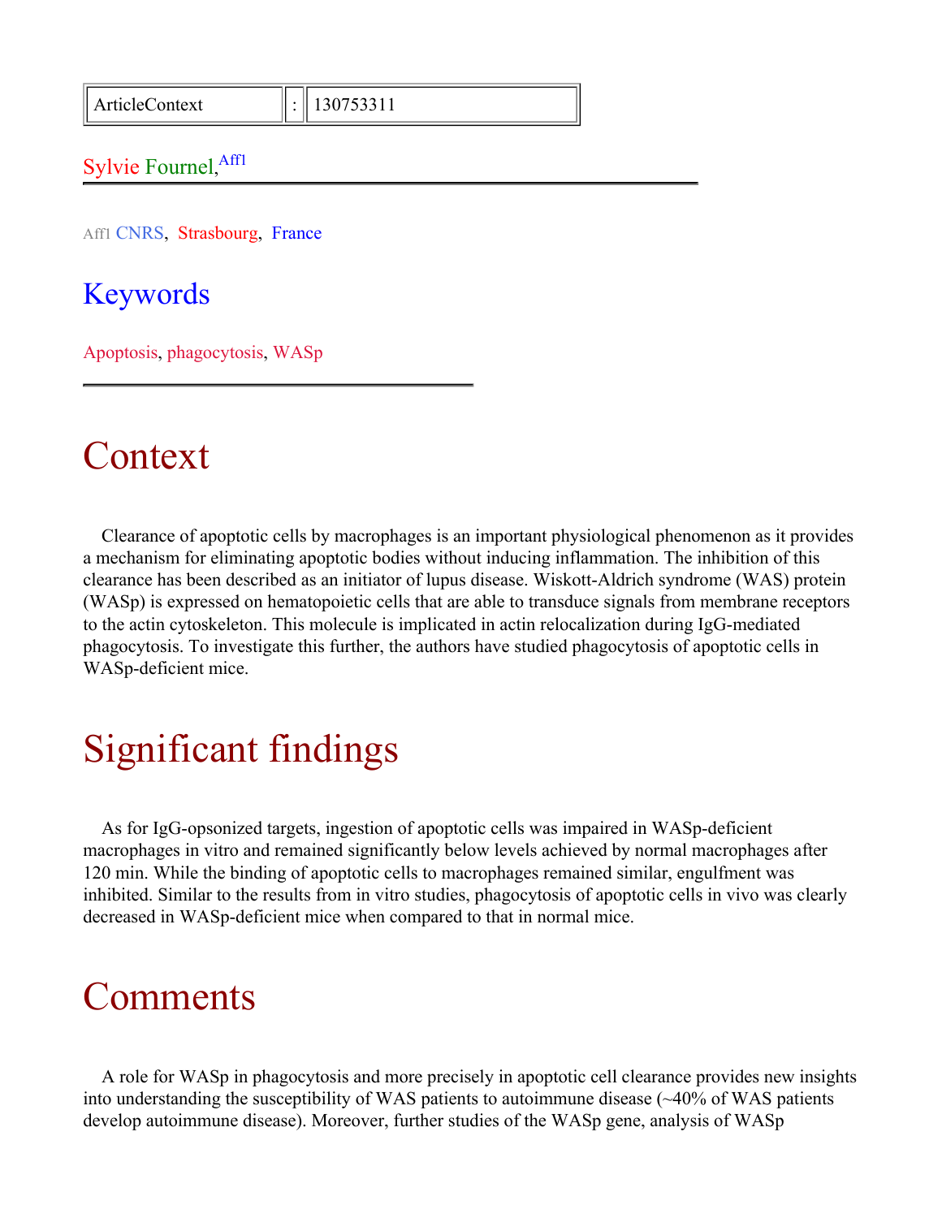| ArticleContext | : | 130753311 |
| --- | --- | --- |

Sylvie Fournel,[Aff1]

Aff1 CNRS, Strasbourg, France

## Keywords

Apoptosis, phagocytosis, WASp

# Context

Clearance of apoptotic cells by macrophages is an important physiological phenomenon as it provides a mechanism for eliminating apoptotic bodies without inducing inflammation. The inhibition of this clearance has been described as an initiator of lupus disease. Wiskott-Aldrich syndrome (WAS) protein (WASp) is expressed on hematopoietic cells that are able to transduce signals from membrane receptors to the actin cytoskeleton. This molecule is implicated in actin relocalization during IgG-mediated phagocytosis. To investigate this further, the authors have studied phagocytosis of apoptotic cells in WASp-deficient mice.

# Significant findings

As for IgG-opsonized targets, ingestion of apoptotic cells was impaired in WASp-deficient macrophages in vitro and remained significantly below levels achieved by normal macrophages after 120 min. While the binding of apoptotic cells to macrophages remained similar, engulfment was inhibited. Similar to the results from in vitro studies, phagocytosis of apoptotic cells in vivo was clearly decreased in WASp-deficient mice when compared to that in normal mice.

# Comments

A role for WASp in phagocytosis and more precisely in apoptotic cell clearance provides new insights into understanding the susceptibility of WAS patients to autoimmune disease (~40% of WAS patients develop autoimmune disease). Moreover, further studies of the WASp gene, analysis of WASp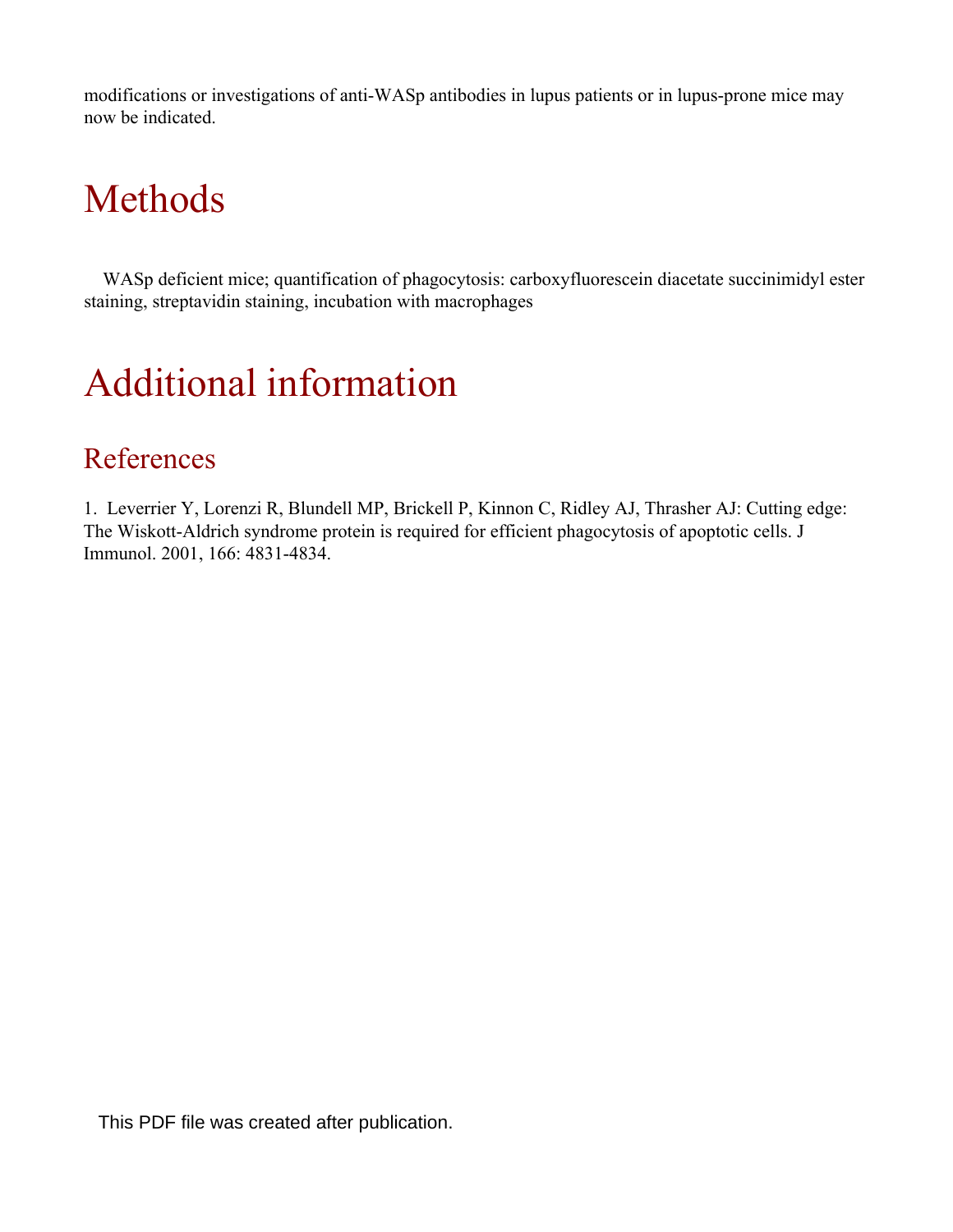modifications or investigations of anti-WASp antibodies in lupus patients or in lupus-prone mice may now be indicated.

# Methods

WASp deficient mice; quantification of phagocytosis: carboxyfluorescein diacetate succinimidyl ester staining, streptavidin staining, incubation with macrophages

# Additional information

## References

1. Leverrier Y, Lorenzi R, Blundell MP, Brickell P, Kinnon C, Ridley AJ, Thrasher AJ: Cutting edge: The Wiskott-Aldrich syndrome protein is required for efficient phagocytosis of apoptotic cells. J Immunol. 2001, 166: 4831-4834.

This PDF file was created after publication.